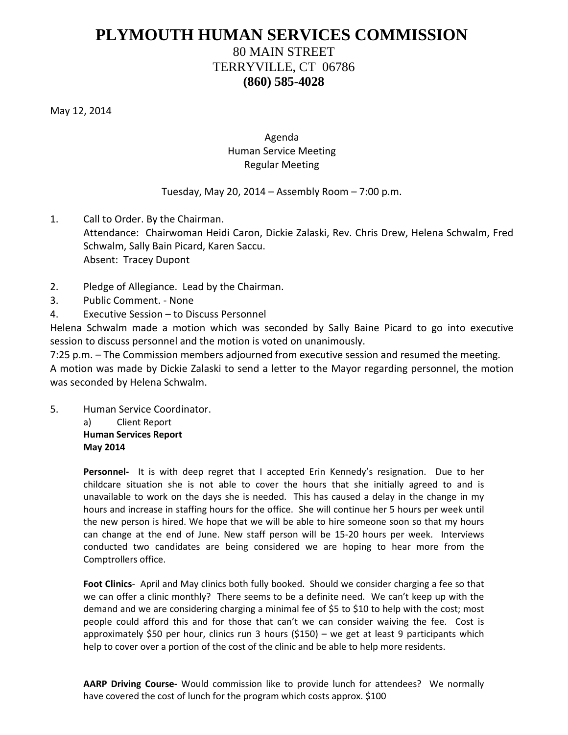# PLYMOUTH HUMAN SERVICES COMMISSION

80 MAIN STREET
TERRYVILLE, CT 06786
**(860) 585-4028**

May 12, 2014

Agenda
Human Service Meeting
Regular Meeting

Tuesday, May 20, 2014 – Assembly Room – 7:00 p.m.

1. Call to Order. By the Chairman.
   Attendance: Chairwoman Heidi Caron, Dickie Zalaski, Rev. Chris Drew, Helena Schwalm, Fred Schwalm, Sally Bain Picard, Karen Saccu.
   Absent: Tracey Dupont

2. Pledge of Allegiance. Lead by the Chairman.
3. Public Comment. - None
4. Executive Session – to Discuss Personnel

Helena Schwalm made a motion which was seconded by Sally Baine Picard to go into executive session to discuss personnel and the motion is voted on unanimously.
7:25 p.m. – The Commission members adjourned from executive session and resumed the meeting.
A motion was made by Dickie Zalaski to send a letter to the Mayor regarding personnel, the motion was seconded by Helena Schwalm.

5. Human Service Coordinator.
   a) Client Report

   **Human Services Report**
   **May 2014**

   **Personnel-** It is with deep regret that I accepted Erin Kennedy's resignation. Due to her childcare situation she is not able to cover the hours that she initially agreed to and is unavailable to work on the days she is needed. This has caused a delay in the change in my hours and increase in staffing hours for the office. She will continue her 5 hours per week until the new person is hired. We hope that we will be able to hire someone soon so that my hours can change at the end of June. New staff person will be 15-20 hours per week. Interviews conducted two candidates are being considered we are hoping to hear more from the Comptrollers office.

   **Foot Clinics**- April and May clinics both fully booked. Should we consider charging a fee so that we can offer a clinic monthly? There seems to be a definite need. We can't keep up with the demand and we are considering charging a minimal fee of $5 to $10 to help with the cost; most people could afford this and for those that can't we can consider waiving the fee. Cost is approximately $50 per hour, clinics run 3 hours ($150) – we get at least 9 participants which help to cover over a portion of the cost of the clinic and be able to help more residents.

   **AARP Driving Course-** Would commission like to provide lunch for attendees? We normally have covered the cost of lunch for the program which costs approx. $100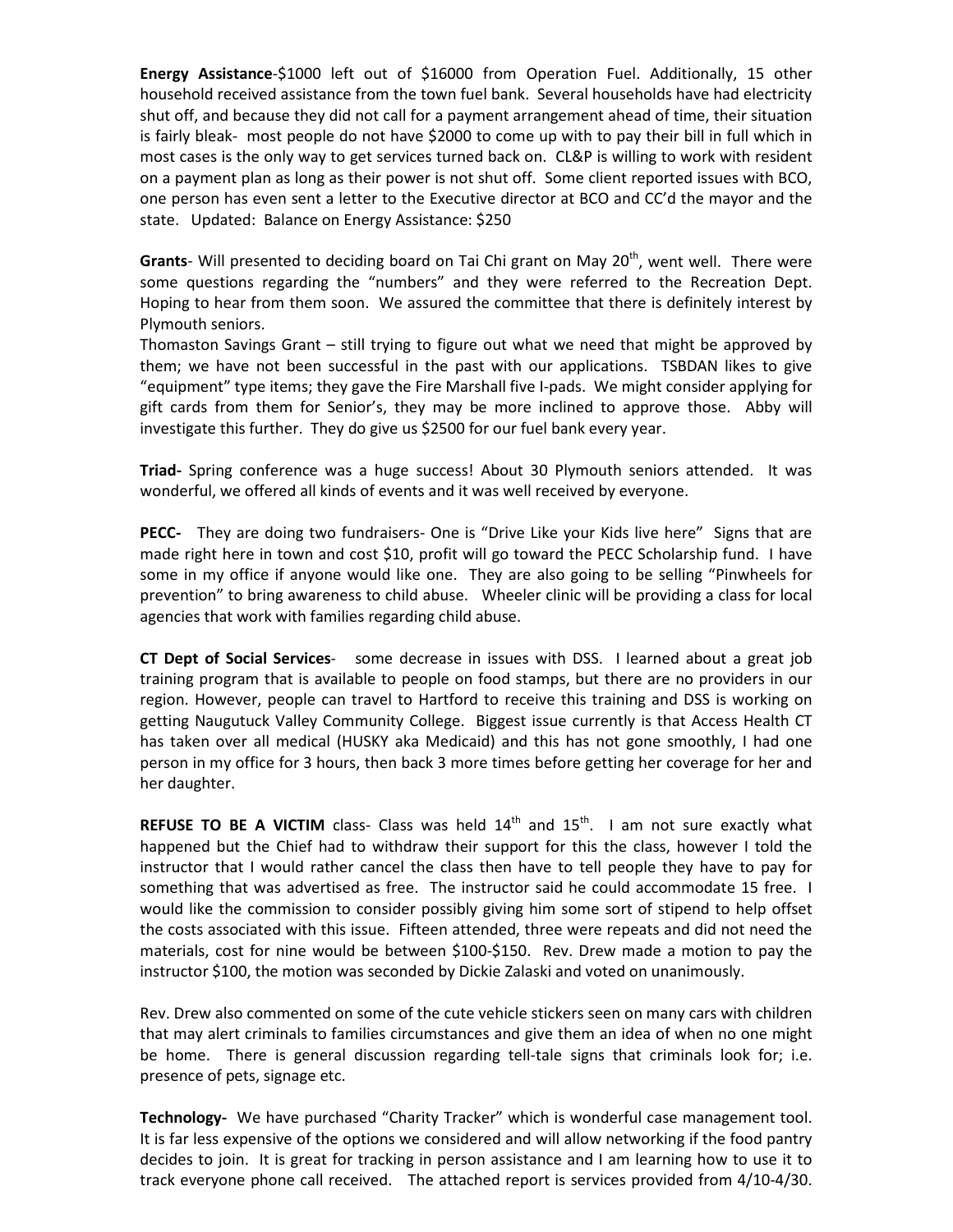**Energy Assistance**-$1000 left out of $16000 from Operation Fuel. Additionally, 15 other household received assistance from the town fuel bank. Several households have had electricity shut off, and because they did not call for a payment arrangement ahead of time, their situation is fairly bleak- most people do not have $2000 to come up with to pay their bill in full which in most cases is the only way to get services turned back on. CL&P is willing to work with resident on a payment plan as long as their power is not shut off. Some client reported issues with BCO, one person has even sent a letter to the Executive director at BCO and CC'd the mayor and the state. Updated: Balance on Energy Assistance: $250

**Grants**- Will presented to deciding board on Tai Chi grant on May 20th, went well. There were some questions regarding the "numbers" and they were referred to the Recreation Dept. Hoping to hear from them soon. We assured the committee that there is definitely interest by Plymouth seniors.

Thomaston Savings Grant – still trying to figure out what we need that might be approved by them; we have not been successful in the past with our applications. TSBDAN likes to give "equipment" type items; they gave the Fire Marshall five I-pads. We might consider applying for gift cards from them for Senior's, they may be more inclined to approve those. Abby will investigate this further. They do give us $2500 for our fuel bank every year.

**Triad-** Spring conference was a huge success! About 30 Plymouth seniors attended. It was wonderful, we offered all kinds of events and it was well received by everyone.

**PECC-** They are doing two fundraisers- One is "Drive Like your Kids live here" Signs that are made right here in town and cost $10, profit will go toward the PECC Scholarship fund. I have some in my office if anyone would like one. They are also going to be selling "Pinwheels for prevention" to bring awareness to child abuse. Wheeler clinic will be providing a class for local agencies that work with families regarding child abuse.

**CT Dept of Social Services**- some decrease in issues with DSS. I learned about a great job training program that is available to people on food stamps, but there are no providers in our region. However, people can travel to Hartford to receive this training and DSS is working on getting Naugutuck Valley Community College. Biggest issue currently is that Access Health CT has taken over all medical (HUSKY aka Medicaid) and this has not gone smoothly, I had one person in my office for 3 hours, then back 3 more times before getting her coverage for her and her daughter.

**REFUSE TO BE A VICTIM** class- Class was held 14th and 15th. I am not sure exactly what happened but the Chief had to withdraw their support for this the class, however I told the instructor that I would rather cancel the class then have to tell people they have to pay for something that was advertised as free. The instructor said he could accommodate 15 free. I would like the commission to consider possibly giving him some sort of stipend to help offset the costs associated with this issue. Fifteen attended, three were repeats and did not need the materials, cost for nine would be between $100-$150. Rev. Drew made a motion to pay the instructor $100, the motion was seconded by Dickie Zalaski and voted on unanimously.

Rev. Drew also commented on some of the cute vehicle stickers seen on many cars with children that may alert criminals to families circumstances and give them an idea of when no one might be home. There is general discussion regarding tell-tale signs that criminals look for; i.e. presence of pets, signage etc.

**Technology-** We have purchased "Charity Tracker" which is wonderful case management tool. It is far less expensive of the options we considered and will allow networking if the food pantry decides to join. It is great for tracking in person assistance and I am learning how to use it to track everyone phone call received. The attached report is services provided from 4/10-4/30.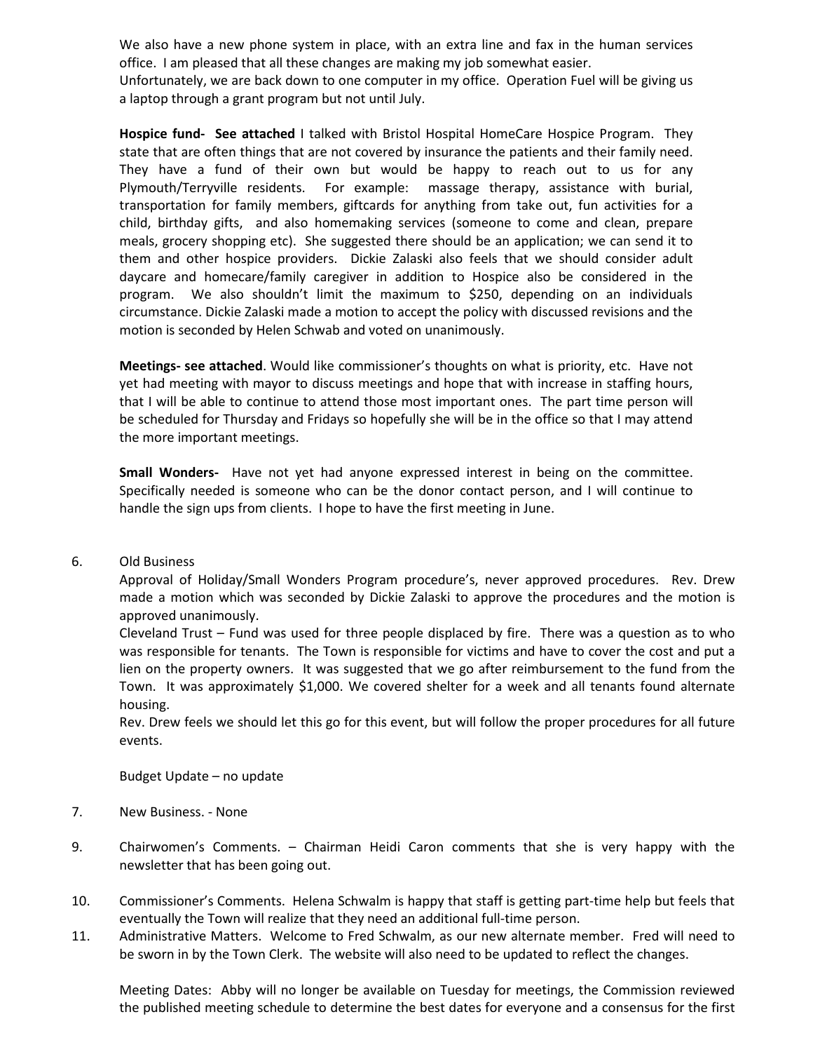We also have a new phone system in place, with an extra line and fax in the human services office. I am pleased that all these changes are making my job somewhat easier.
Unfortunately, we are back down to one computer in my office. Operation Fuel will be giving us a laptop through a grant program but not until July.

**Hospice fund- See attached** I talked with Bristol Hospital HomeCare Hospice Program. They state that are often things that are not covered by insurance the patients and their family need. They have a fund of their own but would be happy to reach out to us for any Plymouth/Terryville residents. For example: massage therapy, assistance with burial, transportation for family members, giftcards for anything from take out, fun activities for a child, birthday gifts, and also homemaking services (someone to come and clean, prepare meals, grocery shopping etc). She suggested there should be an application; we can send it to them and other hospice providers. Dickie Zalaski also feels that we should consider adult daycare and homecare/family caregiver in addition to Hospice also be considered in the program. We also shouldn't limit the maximum to $250, depending on an individuals circumstance. Dickie Zalaski made a motion to accept the policy with discussed revisions and the motion is seconded by Helen Schwab and voted on unanimously.

**Meetings- see attached**. Would like commissioner's thoughts on what is priority, etc. Have not yet had meeting with mayor to discuss meetings and hope that with increase in staffing hours, that I will be able to continue to attend those most important ones. The part time person will be scheduled for Thursday and Fridays so hopefully she will be in the office so that I may attend the more important meetings.

**Small Wonders-** Have not yet had anyone expressed interest in being on the committee. Specifically needed is someone who can be the donor contact person, and I will continue to handle the sign ups from clients. I hope to have the first meeting in June.

6. Old Business

   Approval of Holiday/Small Wonders Program procedure's, never approved procedures. Rev. Drew made a motion which was seconded by Dickie Zalaski to approve the procedures and the motion is approved unanimously.

   Cleveland Trust – Fund was used for three people displaced by fire. There was a question as to who was responsible for tenants. The Town is responsible for victims and have to cover the cost and put a lien on the property owners. It was suggested that we go after reimbursement to the fund from the Town. It was approximately $1,000. We covered shelter for a week and all tenants found alternate housing.

   Rev. Drew feels we should let this go for this event, but will follow the proper procedures for all future events.

   Budget Update – no update

7. New Business. - None

9. Chairwomen's Comments. – Chairman Heidi Caron comments that she is very happy with the newsletter that has been going out.

10. Commissioner's Comments. Helena Schwalm is happy that staff is getting part-time help but feels that eventually the Town will realize that they need an additional full-time person.

11. Administrative Matters. Welcome to Fred Schwalm, as our new alternate member. Fred will need to be sworn in by the Town Clerk. The website will also need to be updated to reflect the changes.

    Meeting Dates: Abby will no longer be available on Tuesday for meetings, the Commission reviewed the published meeting schedule to determine the best dates for everyone and a consensus for the first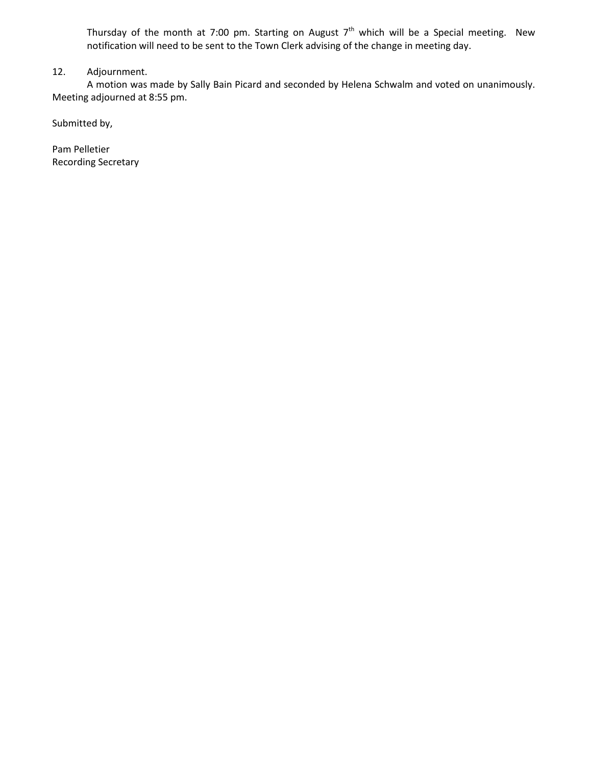Thursday of the month at 7:00 pm. Starting on August 7th which will be a Special meeting. New notification will need to be sent to the Town Clerk advising of the change in meeting day.

12. Adjournment.

A motion was made by Sally Bain Picard and seconded by Helena Schwalm and voted on unanimously. Meeting adjourned at 8:55 pm.

Submitted by,

Pam Pelletier
Recording Secretary